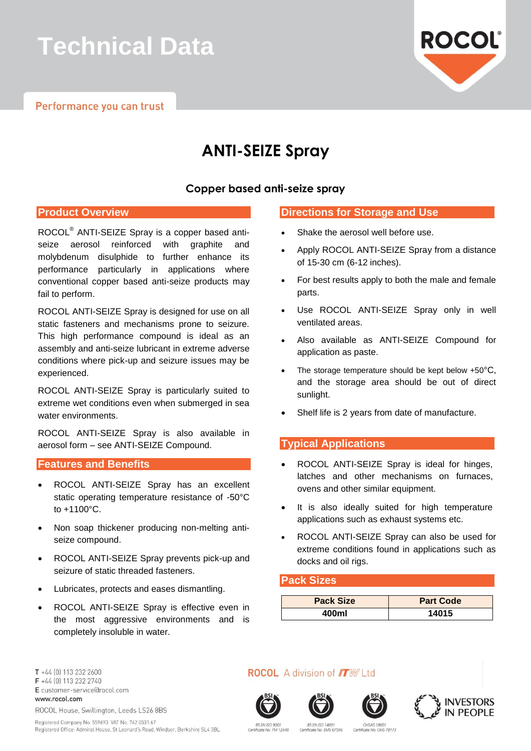# Technical Data

Performance you can trust

# ANTI-SEIZE Spray

### Copper based anti-seize spray

## Product Overview

ROCOL® ANTI-SEIZE Spray is a copper based anti-seize aerosol reinforced with graphite and molybdenum disulphide to further enhance its performance particularly in applications where conventional copper based anti-seize products may fail to perform.

ROCOL ANTI-SEIZE Spray is designed for use on all static fasteners and mechanisms prone to seizure. This high performance compound is ideal as an assembly and anti-seize lubricant in extreme adverse conditions where pick-up and seizure issues may be experienced.

ROCOL ANTI-SEIZE Spray is particularly suited to extreme wet conditions even when submerged in sea water environments.

ROCOL ANTI-SEIZE Spray is also available in aerosol form – see ANTI-SEIZE Compound.

## Features and Benefits

- ROCOL ANTI-SEIZE Spray has an excellent static operating temperature resistance of -50°C to +1100°C.
- Non soap thickener producing non-melting anti-seize compound.
- ROCOL ANTI-SEIZE Spray prevents pick-up and seizure of static threaded fasteners.
- Lubricates, protects and eases dismantling.
- ROCOL ANTI-SEIZE Spray is effective even in the most aggressive environments and is completely insoluble in water.

## Directions for Storage and Use

- Shake the aerosol well before use.
- Apply ROCOL ANTI-SEIZE Spray from a distance of 15-30 cm (6-12 inches).
- For best results apply to both the male and female parts.
- Use ROCOL ANTI-SEIZE Spray only in well ventilated areas.
- Also available as ANTI-SEIZE Compound for application as paste.
- The storage temperature should be kept below +50°C, and the storage area should be out of direct sunlight.
- Shelf life is 2 years from date of manufacture.

## Typical Applications

- ROCOL ANTI-SEIZE Spray is ideal for hinges, latches and other mechanisms on furnaces, ovens and other similar equipment.
- It is also ideally suited for high temperature applications such as exhaust systems etc.
- ROCOL ANTI-SEIZE Spray can also be used for extreme conditions found in applications such as docks and oil rigs.

## Pack Sizes

| Pack Size | Part Code |
|---|---|
| 400ml | 14015 |

T +44 (0) 113 232 2600
F +44 (0) 113 232 2740
E customer-service@rocol.com
www.rocol.com

ROCOL House, Swillington, Leeds LS26 8BS

Registered Company No. 559693 VAT No. 742 0531 67
Registered Office: Admiral House, St Leonard's Road, Windsor, Berkshire SL4 3BL

ROCOL A division of ITW Ltd

BS EN ISO 9001 Certificate No. FM 12448
BS EN ISO 14001 Certificate No. EMS 67596
OHSAS 18001 Certificate No. OHS 78173

INVESTORS IN PEOPLE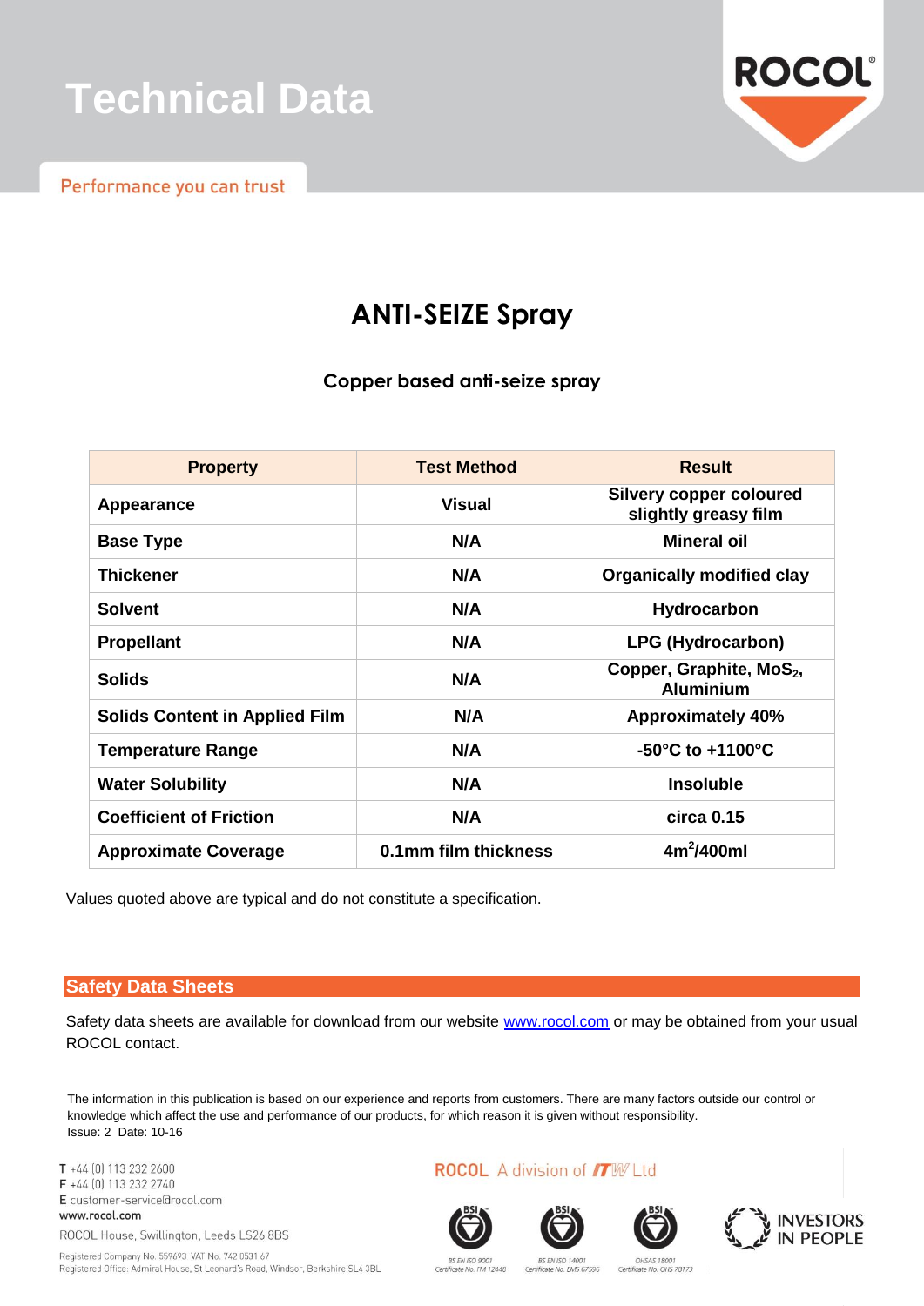# Technical Data

Performance you can trust

## ANTI-SEIZE Spray

### Copper based anti-seize spray

| Property | Test Method | Result |
|---|---|---|
| Appearance | Visual | Silvery copper coloured slightly greasy film |
| Base Type | N/A | Mineral oil |
| Thickener | N/A | Organically modified clay |
| Solvent | N/A | Hydrocarbon |
| Propellant | N/A | LPG (Hydrocarbon) |
| Solids | N/A | Copper, Graphite, $MoS_2$, Aluminium |
| Solids Content in Applied Film | N/A | Approximately 40% |
| Temperature Range | N/A | -50°C to +1100°C |
| Water Solubility | N/A | Insoluble |
| Coefficient of Friction | N/A | circa 0.15 |
| Approximate Coverage | 0.1mm film thickness | $4m^2$/400ml |

Values quoted above are typical and do not constitute a specification.

## Safety Data Sheets

Safety data sheets are available for download from our website www.rocol.com or may be obtained from your usual ROCOL contact.

The information in this publication is based on our experience and reports from customers. There are many factors outside our control or knowledge which affect the use and performance of our products, for which reason it is given without responsibility.
Issue: 2 Date: 10-16

T +44 (0) 113 232 2600
F +44 (0) 113 232 2740
E customer-service@rocol.com
www.rocol.com
ROCOL House, Swillington, Leeds LS26 8BS

Registered Company No. 559693 VAT No. 742 0531 67
Registered Office: Admiral House, St Leonard's Road, Windsor, Berkshire SL4 3BL

ROCOL A division of ITW Ltd

BS EN ISO 9001 Certificate No. FM 12448
BS EN ISO 14001 Certificate No. EMS 67596
OHSAS 18001 Certificate No. OHS 78173

INVESTORS IN PEOPLE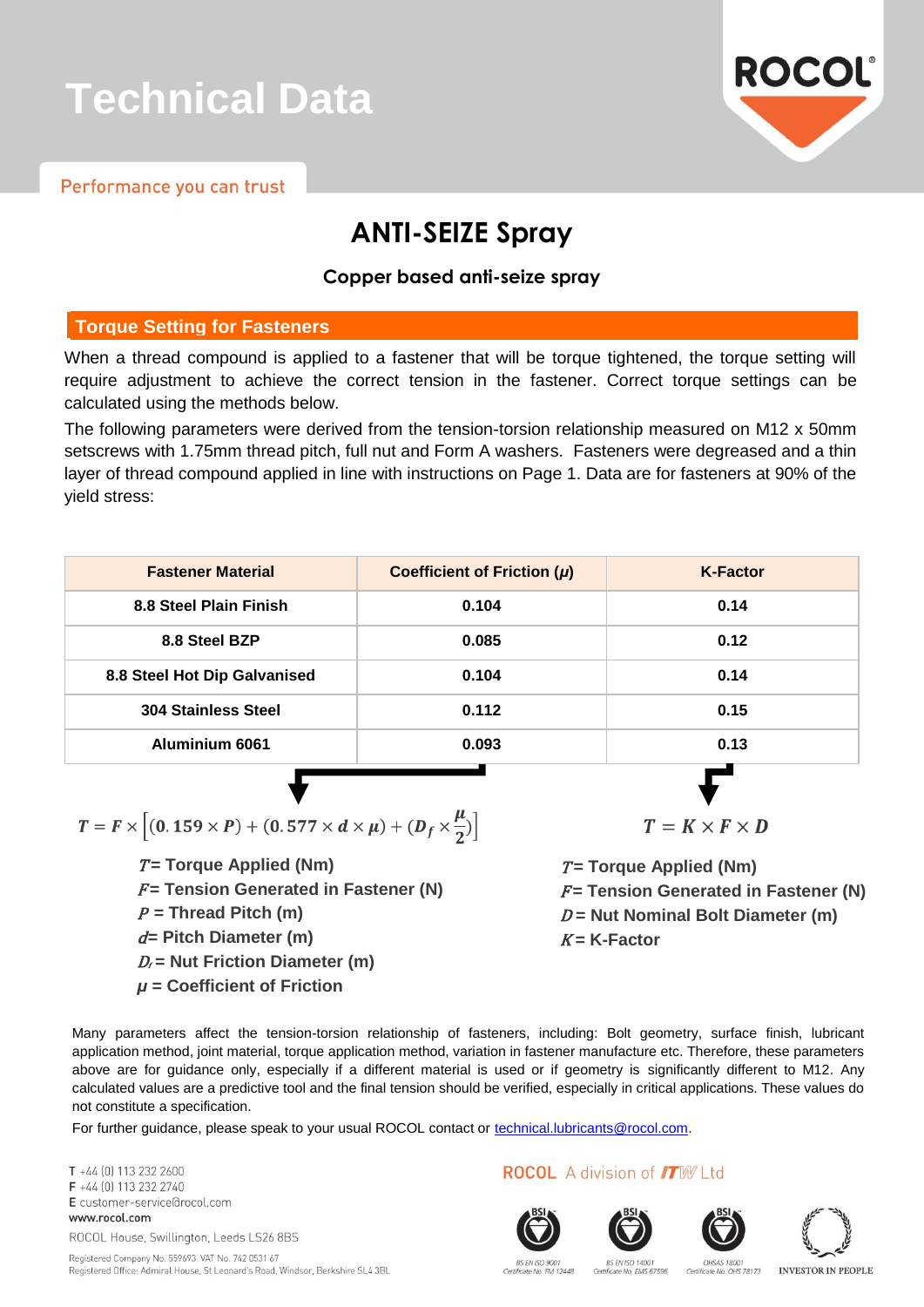# Technical Data

Performance you can trust

# ANTI-SEIZE Spray

**Copper based anti-seize spray**

## Torque Setting for Fasteners

When a thread compound is applied to a fastener that will be torque tightened, the torque setting will require adjustment to achieve the correct tension in the fastener. Correct torque settings can be calculated using the methods below.

The following parameters were derived from the tension-torsion relationship measured on M12 x 50mm setscrews with 1.75mm thread pitch, full nut and Form A washers. Fasteners were degreased and a thin layer of thread compound applied in line with instructions on Page 1. Data are for fasteners at 90% of the yield stress:

| Fastener Material | Coefficient of Friction ($\mu$) | K-Factor |
|---|---|---|
| 8.8 Steel Plain Finish | 0.104 | 0.14 |
| 8.8 Steel BZP | 0.085 | 0.12 |
| 8.8 Steel Hot Dip Galvanised | 0.104 | 0.14 |
| 304 Stainless Steel | 0.112 | 0.15 |
| Aluminium 6061 | 0.093 | 0.13 |

$$T = F \times \left[(0.159 \times P) + (0.577 \times d \times \mu) + (D_f \times \frac{\mu}{2})\right]$$

**$T$ = Torque Applied (Nm)**
**$F$ = Tension Generated in Fastener (N)**
**$P$ = Thread Pitch (m)**
**$d$ = Pitch Diameter (m)**
**$D_f$ = Nut Friction Diameter (m)**
**$\mu$ = Coefficient of Friction**

$$T = K \times F \times D$$

**$T$ = Torque Applied (Nm)**
**$F$ = Tension Generated in Fastener (N)**
**$D$ = Nut Nominal Bolt Diameter (m)**
**$K$ = K-Factor**

Many parameters affect the tension-torsion relationship of fasteners, including: Bolt geometry, surface finish, lubricant application method, joint material, torque application method, variation in fastener manufacture etc. Therefore, these parameters above are for guidance only, especially if a different material is used or if geometry is significantly different to M12. Any calculated values are a predictive tool and the final tension should be verified, especially in critical applications. These values do not constitute a specification.

For further guidance, please speak to your usual ROCOL contact or technical.lubricants@rocol.com.

T +44 (0) 113 232 2600
F +44 (0) 113 232 2740
E customer-service@rocol.com
www.rocol.com
ROCOL House, Swillington, Leeds LS26 8BS
Registered Company No. 559693 VAT No. 742 0531 67
Registered Office: Admiral House, St Leonard's Road, Windsor, Berkshire SL4 3BL

ROCOL A division of ITW Ltd

BS EN ISO 9001 Certificate No. FM 12448
BS EN ISO 14001 Certificate No. EMS 67596
OHSAS 18001 Certificate No. OHS 78173
INVESTOR IN PEOPLE